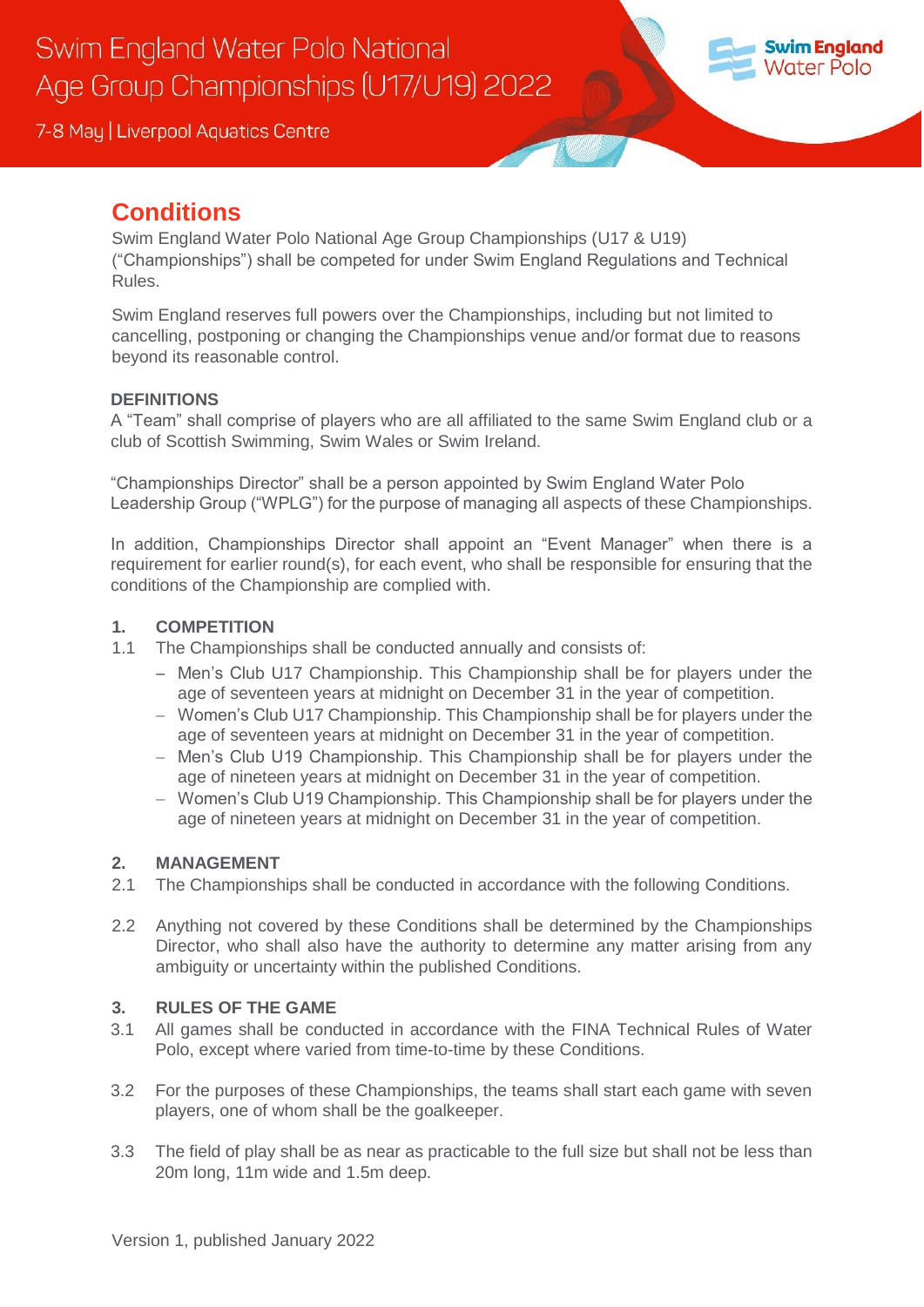# Swim England Water Polo National Age Group Championships (U17/U19) 2022

7-8 May | Liverpool Aquatics Centre

## Conditions

Swim England Water Polo National Age Group Championships (U17 & U19) ("Championships") shall be competed for under Swim England Regulations and Technical Rules.

Swim England reserves full powers over the Championships, including but not limited to cancelling, postponing or changing the Championships venue and/or format due to reasons beyond its reasonable control.

### DEFINITIONS

A "Team" shall comprise of players who are all affiliated to the same Swim England club or a club of Scottish Swimming, Swim Wales or Swim Ireland.

"Championships Director" shall be a person appointed by Swim England Water Polo Leadership Group ("WPLG") for the purpose of managing all aspects of these Championships.

In addition, Championships Director shall appoint an "Event Manager" when there is a requirement for earlier round(s), for each event, who shall be responsible for ensuring that the conditions of the Championship are complied with.

### 1. COMPETITION

1.1 The Championships shall be conducted annually and consists of:

- Men's Club U17 Championship. This Championship shall be for players under the age of seventeen years at midnight on December 31 in the year of competition.
- Women's Club U17 Championship. This Championship shall be for players under the age of seventeen years at midnight on December 31 in the year of competition.
- Men's Club U19 Championship. This Championship shall be for players under the age of nineteen years at midnight on December 31 in the year of competition.
- Women's Club U19 Championship. This Championship shall be for players under the age of nineteen years at midnight on December 31 in the year of competition.

### 2. MANAGEMENT

2.1 The Championships shall be conducted in accordance with the following Conditions.

2.2 Anything not covered by these Conditions shall be determined by the Championships Director, who shall also have the authority to determine any matter arising from any ambiguity or uncertainty within the published Conditions.

### 3. RULES OF THE GAME

3.1 All games shall be conducted in accordance with the FINA Technical Rules of Water Polo, except where varied from time-to-time by these Conditions.

3.2 For the purposes of these Championships, the teams shall start each game with seven players, one of whom shall be the goalkeeper.

3.3 The field of play shall be as near as practicable to the full size but shall not be less than 20m long, 11m wide and 1.5m deep.

Version 1, published January 2022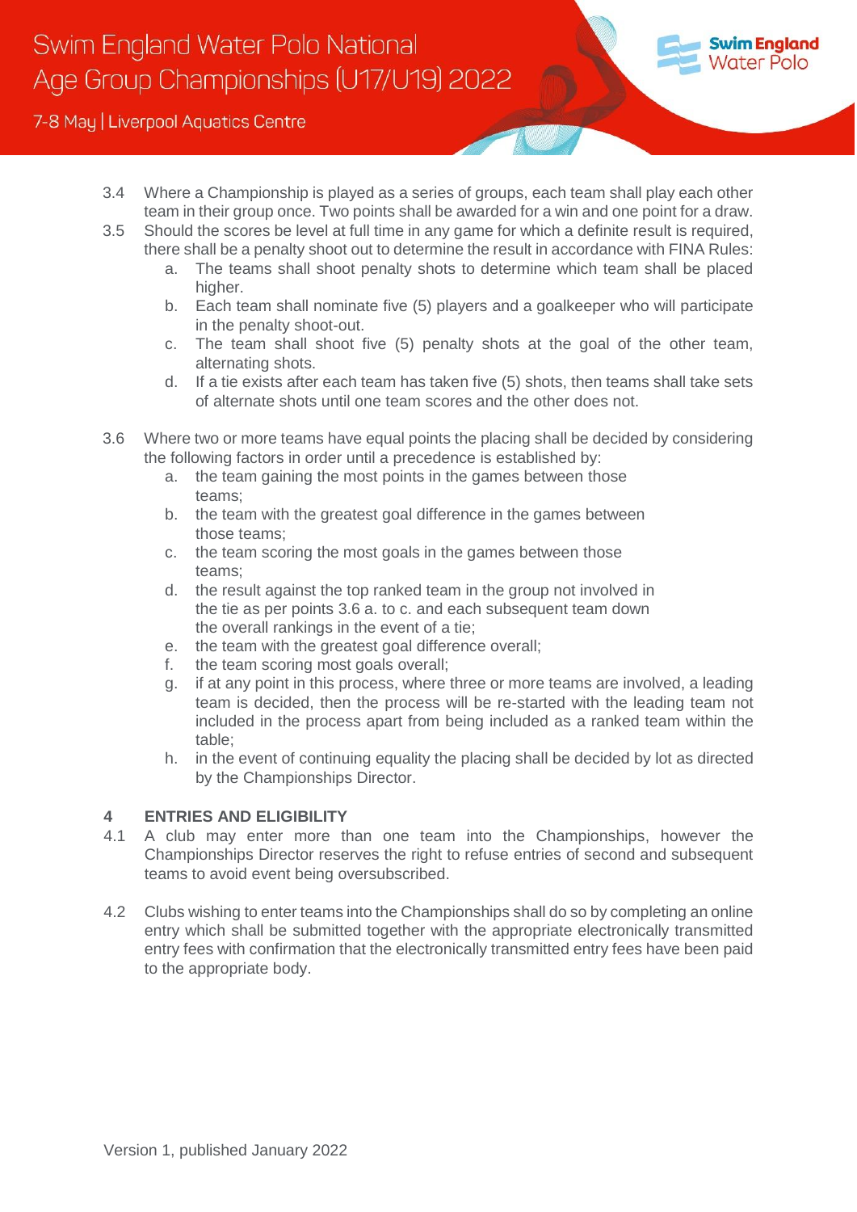3.4 Where a Championship is played as a series of groups, each team shall play each other team in their group once. Two points shall be awarded for a win and one point for a draw.

3.5 Should the scores be level at full time in any game for which a definite result is required, there shall be a penalty shoot out to determine the result in accordance with FINA Rules:

  a. The teams shall shoot penalty shots to determine which team shall be placed higher.
  b. Each team shall nominate five (5) players and a goalkeeper who will participate in the penalty shoot-out.
  c. The team shall shoot five (5) penalty shots at the goal of the other team, alternating shots.
  d. If a tie exists after each team has taken five (5) shots, then teams shall take sets of alternate shots until one team scores and the other does not.

3.6 Where two or more teams have equal points the placing shall be decided by considering the following factors in order until a precedence is established by:

  a. the team gaining the most points in the games between those teams;
  b. the team with the greatest goal difference in the games between those teams;
  c. the team scoring the most goals in the games between those teams;
  d. the result against the top ranked team in the group not involved in the tie as per points 3.6 a. to c. and each subsequent team down the overall rankings in the event of a tie;
  e. the team with the greatest goal difference overall;
  f. the team scoring most goals overall;
  g. if at any point in this process, where three or more teams are involved, a leading team is decided, then the process will be re-started with the leading team not included in the process apart from being included as a ranked team within the table;
  h. in the event of continuing equality the placing shall be decided by lot as directed by the Championships Director.

## 4 ENTRIES AND ELIGIBILITY

4.1 A club may enter more than one team into the Championships, however the Championships Director reserves the right to refuse entries of second and subsequent teams to avoid event being oversubscribed.

4.2 Clubs wishing to enter teams into the Championships shall do so by completing an online entry which shall be submitted together with the appropriate electronically transmitted entry fees with confirmation that the electronically transmitted entry fees have been paid to the appropriate body.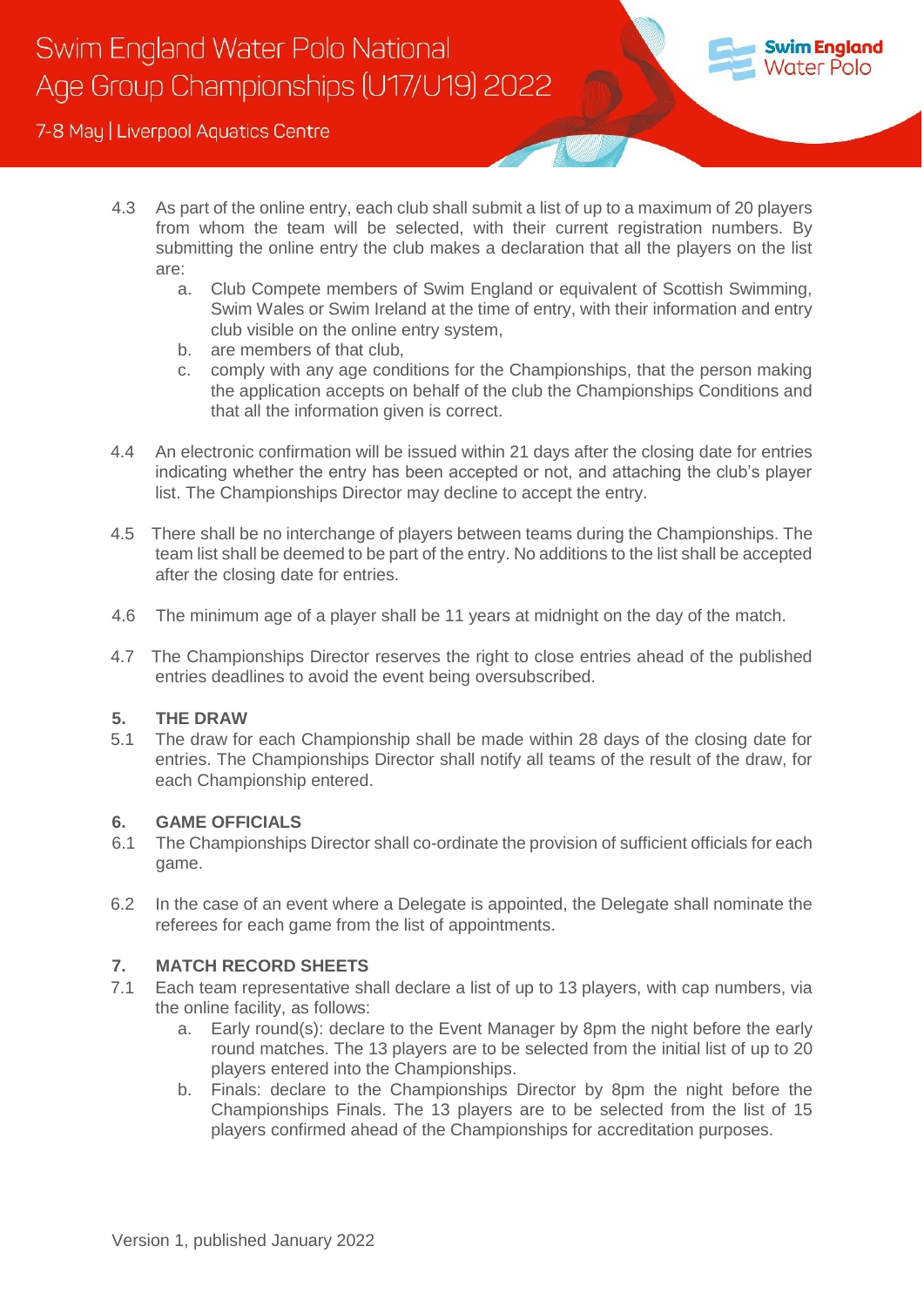4.3 As part of the online entry, each club shall submit a list of up to a maximum of 20 players from whom the team will be selected, with their current registration numbers. By submitting the online entry the club makes a declaration that all the players on the list are:

   a. Club Compete members of Swim England or equivalent of Scottish Swimming, Swim Wales or Swim Ireland at the time of entry, with their information and entry club visible on the online entry system,
   b. are members of that club,
   c. comply with any age conditions for the Championships, that the person making the application accepts on behalf of the club the Championships Conditions and that all the information given is correct.

4.4 An electronic confirmation will be issued within 21 days after the closing date for entries indicating whether the entry has been accepted or not, and attaching the club's player list. The Championships Director may decline to accept the entry.

4.5 There shall be no interchange of players between teams during the Championships. The team list shall be deemed to be part of the entry. No additions to the list shall be accepted after the closing date for entries.

4.6 The minimum age of a player shall be 11 years at midnight on the day of the match.

4.7 The Championships Director reserves the right to close entries ahead of the published entries deadlines to avoid the event being oversubscribed.

## 5. THE DRAW

5.1 The draw for each Championship shall be made within 28 days of the closing date for entries. The Championships Director shall notify all teams of the result of the draw, for each Championship entered.

## 6. GAME OFFICIALS

6.1 The Championships Director shall co-ordinate the provision of sufficient officials for each game.

6.2 In the case of an event where a Delegate is appointed, the Delegate shall nominate the referees for each game from the list of appointments.

## 7. MATCH RECORD SHEETS

7.1 Each team representative shall declare a list of up to 13 players, with cap numbers, via the online facility, as follows:

   a. Early round(s): declare to the Event Manager by 8pm the night before the early round matches. The 13 players are to be selected from the initial list of up to 20 players entered into the Championships.
   b. Finals: declare to the Championships Director by 8pm the night before the Championships Finals. The 13 players are to be selected from the list of 15 players confirmed ahead of the Championships for accreditation purposes.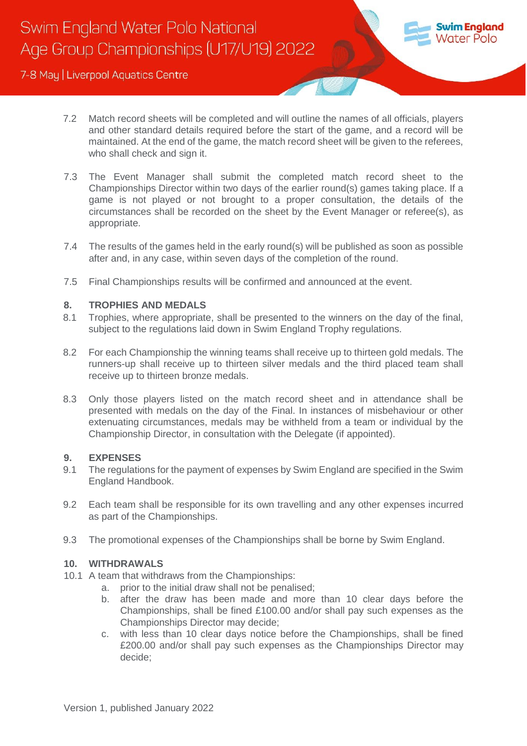7.2 Match record sheets will be completed and will outline the names of all officials, players and other standard details required before the start of the game, and a record will be maintained. At the end of the game, the match record sheet will be given to the referees, who shall check and sign it.

7.3 The Event Manager shall submit the completed match record sheet to the Championships Director within two days of the earlier round(s) games taking place. If a game is not played or not brought to a proper consultation, the details of the circumstances shall be recorded on the sheet by the Event Manager or referee(s), as appropriate.

7.4 The results of the games held in the early round(s) will be published as soon as possible after and, in any case, within seven days of the completion of the round.

7.5 Final Championships results will be confirmed and announced at the event.

## 8. TROPHIES AND MEDALS

8.1 Trophies, where appropriate, shall be presented to the winners on the day of the final, subject to the regulations laid down in Swim England Trophy regulations.

8.2 For each Championship the winning teams shall receive up to thirteen gold medals. The runners-up shall receive up to thirteen silver medals and the third placed team shall receive up to thirteen bronze medals.

8.3 Only those players listed on the match record sheet and in attendance shall be presented with medals on the day of the Final. In instances of misbehaviour or other extenuating circumstances, medals may be withheld from a team or individual by the Championship Director, in consultation with the Delegate (if appointed).

## 9. EXPENSES

9.1 The regulations for the payment of expenses by Swim England are specified in the Swim England Handbook.

9.2 Each team shall be responsible for its own travelling and any other expenses incurred as part of the Championships.

9.3 The promotional expenses of the Championships shall be borne by Swim England.

## 10. WITHDRAWALS

10.1 A team that withdraws from the Championships:

a. prior to the initial draw shall not be penalised;
b. after the draw has been made and more than 10 clear days before the Championships, shall be fined £100.00 and/or shall pay such expenses as the Championships Director may decide;
c. with less than 10 clear days notice before the Championships, shall be fined £200.00 and/or shall pay such expenses as the Championships Director may decide;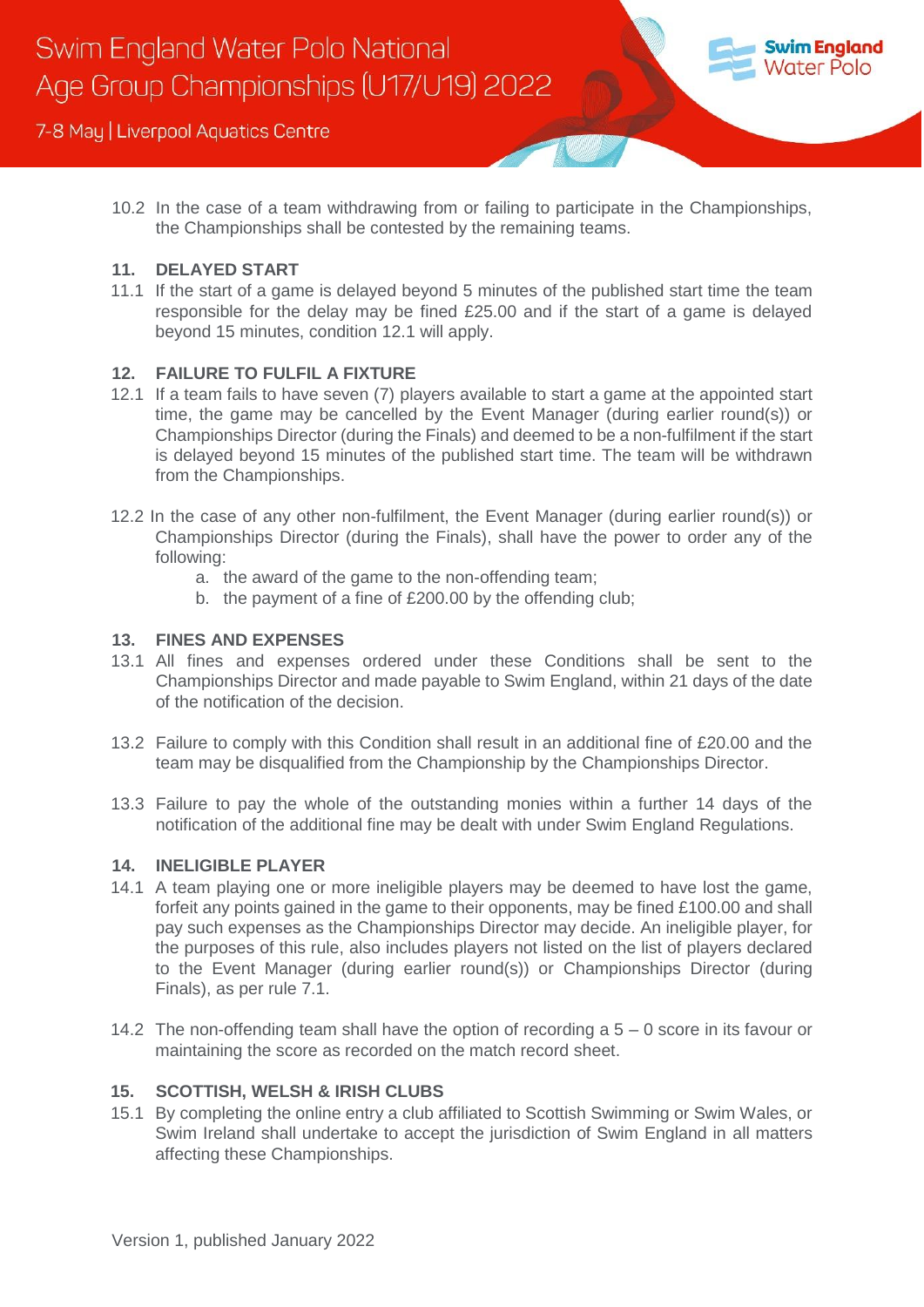10.2 In the case of a team withdrawing from or failing to participate in the Championships, the Championships shall be contested by the remaining teams.

## 11. DELAYED START

11.1 If the start of a game is delayed beyond 5 minutes of the published start time the team responsible for the delay may be fined £25.00 and if the start of a game is delayed beyond 15 minutes, condition 12.1 will apply.

## 12. FAILURE TO FULFIL A FIXTURE

12.1 If a team fails to have seven (7) players available to start a game at the appointed start time, the game may be cancelled by the Event Manager (during earlier round(s)) or Championships Director (during the Finals) and deemed to be a non-fulfilment if the start is delayed beyond 15 minutes of the published start time. The team will be withdrawn from the Championships.

12.2 In the case of any other non-fulfilment, the Event Manager (during earlier round(s)) or Championships Director (during the Finals), shall have the power to order any of the following:

a. the award of the game to the non-offending team;
b. the payment of a fine of £200.00 by the offending club;

## 13. FINES AND EXPENSES

13.1 All fines and expenses ordered under these Conditions shall be sent to the Championships Director and made payable to Swim England, within 21 days of the date of the notification of the decision.

13.2 Failure to comply with this Condition shall result in an additional fine of £20.00 and the team may be disqualified from the Championship by the Championships Director.

13.3 Failure to pay the whole of the outstanding monies within a further 14 days of the notification of the additional fine may be dealt with under Swim England Regulations.

## 14. INELIGIBLE PLAYER

14.1 A team playing one or more ineligible players may be deemed to have lost the game, forfeit any points gained in the game to their opponents, may be fined £100.00 and shall pay such expenses as the Championships Director may decide. An ineligible player, for the purposes of this rule, also includes players not listed on the list of players declared to the Event Manager (during earlier round(s)) or Championships Director (during Finals), as per rule 7.1.

14.2 The non-offending team shall have the option of recording a 5 – 0 score in its favour or maintaining the score as recorded on the match record sheet.

## 15. SCOTTISH, WELSH & IRISH CLUBS

15.1 By completing the online entry a club affiliated to Scottish Swimming or Swim Wales, or Swim Ireland shall undertake to accept the jurisdiction of Swim England in all matters affecting these Championships.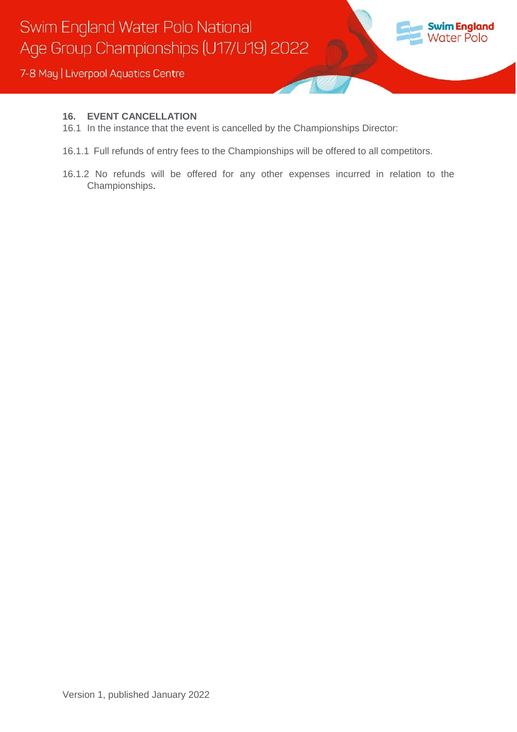## 16. EVENT CANCELLATION

16.1 In the instance that the event is cancelled by the Championships Director:

16.1.1 Full refunds of entry fees to the Championships will be offered to all competitors.

16.1.2 No refunds will be offered for any other expenses incurred in relation to the Championships.

Version 1, published January 2022